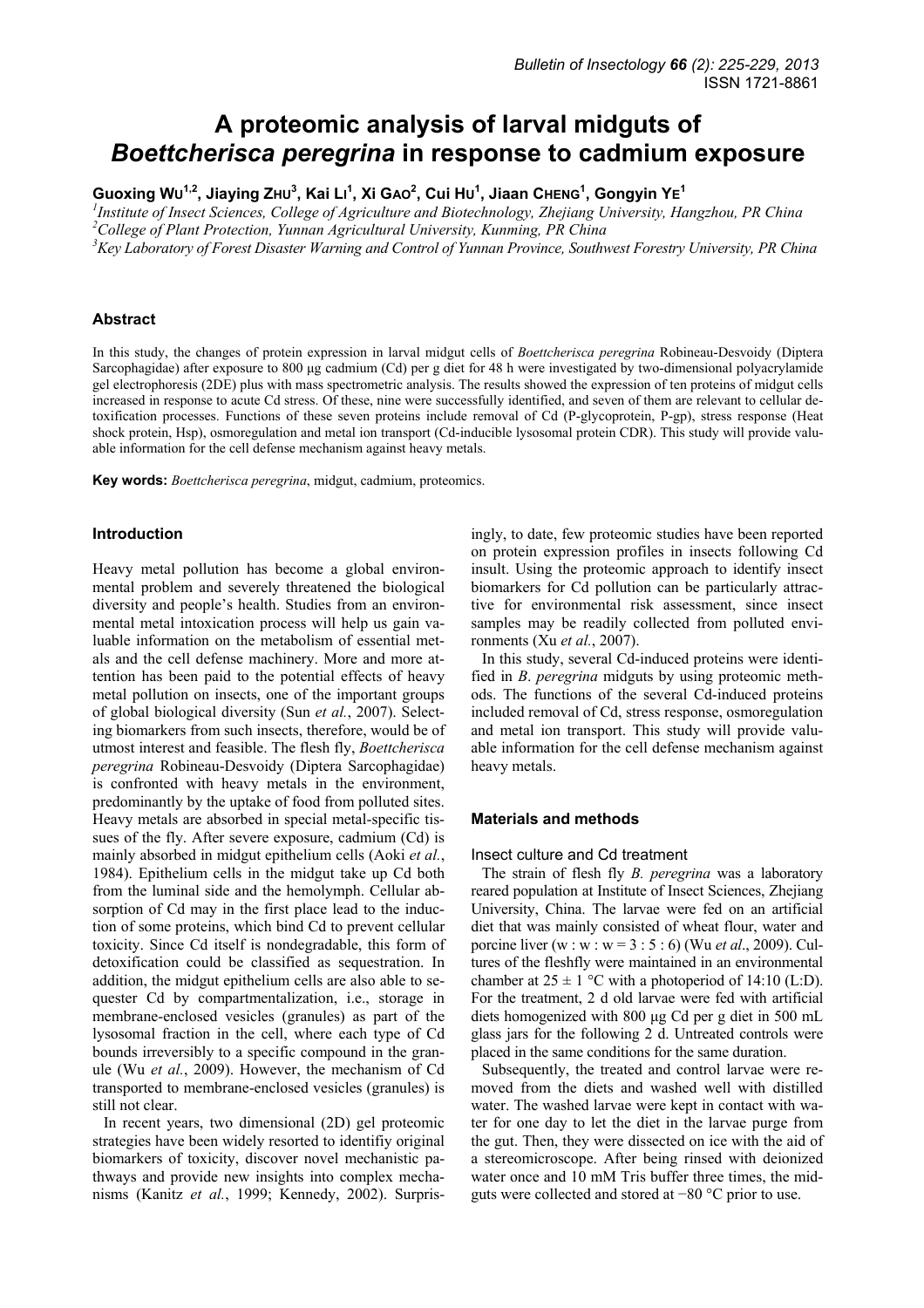# A proteomic analysis of larval midguts of *Boettcherisca peregrina* in response to cadmium exposure

**Guoxing Wu[1,2], Jiaying Zhu[3], Kai Li[1], Xi Gao[2], Cui Hu[1], Jiaan Cheng[1], Gongyin Ye[1]**

[1]*Institute of Insect Sciences, College of Agriculture and Biotechnology, Zhejiang University, Hangzhou, PR China*
[2]*College of Plant Protection, Yunnan Agricultural University, Kunming, PR China*
[3]*Key Laboratory of Forest Disaster Warning and Control of Yunnan Province, Southwest Forestry University, PR China*

## Abstract

In this study, the changes of protein expression in larval midgut cells of *Boettcherisca peregrina* Robineau-Desvoidy (Diptera Sarcophagidae) after exposure to 800 µg cadmium (Cd) per g diet for 48 h were investigated by two-dimensional polyacrylamide gel electrophoresis (2DE) plus with mass spectrometric analysis. The results showed the expression of ten proteins of midgut cells increased in response to acute Cd stress. Of these, nine were successfully identified, and seven of them are relevant to cellular detoxification processes. Functions of these seven proteins include removal of Cd (P-glycoprotein, P-gp), stress response (Heat shock protein, Hsp), osmoregulation and metal ion transport (Cd-inducible lysosomal protein CDR). This study will provide valuable information for the cell defense mechanism against heavy metals.

**Key words:** *Boettcherisca peregrina*, midgut, cadmium, proteomics.

## Introduction

Heavy metal pollution has become a global environmental problem and severely threatened the biological diversity and people's health. Studies from an environmental metal intoxication process will help us gain valuable information on the metabolism of essential metals and the cell defense machinery. More and more attention has been paid to the potential effects of heavy metal pollution on insects, one of the important groups of global biological diversity (Sun *et al.*, 2007). Selecting biomarkers from such insects, therefore, would be of utmost interest and feasible. The flesh fly, *Boettcherisca peregrina* Robineau-Desvoidy (Diptera Sarcophagidae) is confronted with heavy metals in the environment, predominantly by the uptake of food from polluted sites. Heavy metals are absorbed in special metal-specific tissues of the fly. After severe exposure, cadmium (Cd) is mainly absorbed in midgut epithelium cells (Aoki *et al.*, 1984). Epithelium cells in the midgut take up Cd both from the luminal side and the hemolymph. Cellular absorption of Cd may in the first place lead to the induction of some proteins, which bind Cd to prevent cellular toxicity. Since Cd itself is nondegradable, this form of detoxification could be classified as sequestration. In addition, the midgut epithelium cells are also able to sequester Cd by compartmentalization, i.e., storage in membrane-enclosed vesicles (granules) as part of the lysosomal fraction in the cell, where each type of Cd bounds irreversibly to a specific compound in the granule (Wu *et al.*, 2009). However, the mechanism of Cd transported to membrane-enclosed vesicles (granules) is still not clear.

In recent years, two dimensional (2D) gel proteomic strategies have been widely resorted to identifiy original biomarkers of toxicity, discover novel mechanistic pathways and provide new insights into complex mechanisms (Kanitz *et al.*, 1999; Kennedy, 2002). Surprisingly, to date, few proteomic studies have been reported on protein expression profiles in insects following Cd insult. Using the proteomic approach to identify insect biomarkers for Cd pollution can be particularly attractive for environmental risk assessment, since insect samples may be readily collected from polluted environments (Xu *et al.*, 2007).

In this study, several Cd-induced proteins were identified in *B*. *peregrina* midguts by using proteomic methods. The functions of the several Cd-induced proteins included removal of Cd, stress response, osmoregulation and metal ion transport. This study will provide valuable information for the cell defense mechanism against heavy metals.

## Materials and methods

### Insect culture and Cd treatment

The strain of flesh fly *B. peregrina* was a laboratory reared population at Institute of Insect Sciences, Zhejiang University, China. The larvae were fed on an artificial diet that was mainly consisted of wheat flour, water and porcine liver (w : w : w = 3 : 5 : 6) (Wu *et al*., 2009). Cultures of the fleshfly were maintained in an environmental chamber at 25 ± 1 °C with a photoperiod of 14:10 (L:D). For the treatment, 2 d old larvae were fed with artificial diets homogenized with 800 µg Cd per g diet in 500 mL glass jars for the following 2 d. Untreated controls were placed in the same conditions for the same duration.

Subsequently, the treated and control larvae were removed from the diets and washed well with distilled water. The washed larvae were kept in contact with water for one day to let the diet in the larvae purge from the gut. Then, they were dissected on ice with the aid of a stereomicroscope. After being rinsed with deionized water once and 10 mM Tris buffer three times, the midguts were collected and stored at −80 °C prior to use.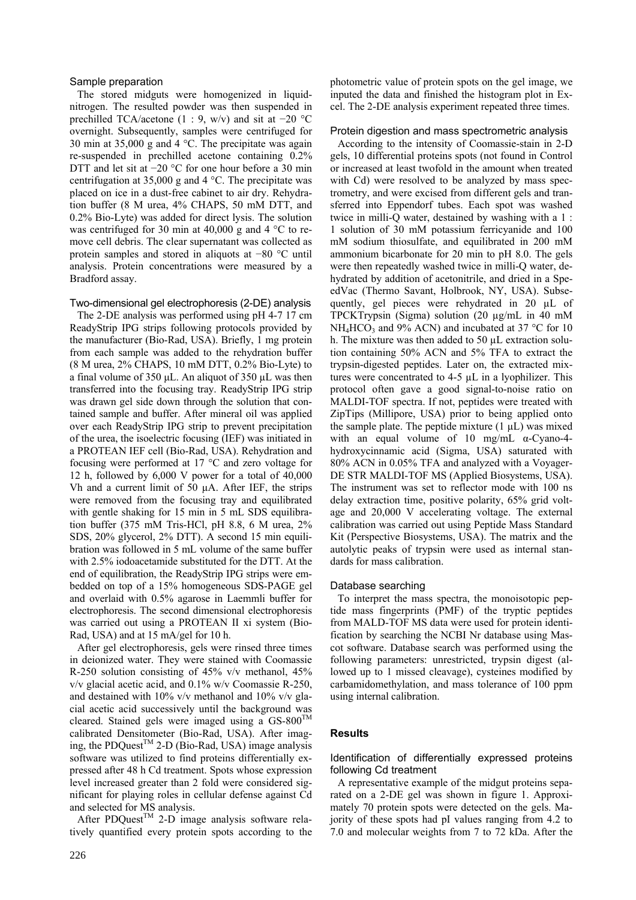### Sample preparation

The stored midguts were homogenized in liquid-nitrogen. The resulted powder was then suspended in prechilled TCA/acetone (1 : 9, w/v) and sit at −20 °C overnight. Subsequently, samples were centrifuged for 30 min at 35,000 g and 4 °C. The precipitate was again re-suspended in prechilled acetone containing 0.2% DTT and let sit at −20 °C for one hour before a 30 min centrifugation at 35,000 g and 4 °C. The precipitate was placed on ice in a dust-free cabinet to air dry. Rehydration buffer (8 M urea, 4% CHAPS, 50 mM DTT, and 0.2% Bio-Lyte) was added for direct lysis. The solution was centrifuged for 30 min at 40,000 g and 4 °C to remove cell debris. The clear supernatant was collected as protein samples and stored in aliquots at −80 °C until analysis. Protein concentrations were measured by a Bradford assay.

### Two-dimensional gel electrophoresis (2-DE) analysis

The 2-DE analysis was performed using pH 4-7 17 cm ReadyStrip IPG strips following protocols provided by the manufacturer (Bio-Rad, USA). Briefly, 1 mg protein from each sample was added to the rehydration buffer (8 M urea, 2% CHAPS, 10 mM DTT, 0.2% Bio-Lyte) to a final volume of 350 μL. An aliquot of 350 μL was then transferred into the focusing tray. ReadyStrip IPG strip was drawn gel side down through the solution that contained sample and buffer. After mineral oil was applied over each ReadyStrip IPG strip to prevent precipitation of the urea, the isoelectric focusing (IEF) was initiated in a PROTEAN IEF cell (Bio-Rad, USA). Rehydration and focusing were performed at 17 °C and zero voltage for 12 h, followed by 6,000 V power for a total of 40,000 Vh and a current limit of 50 μA. After IEF, the strips were removed from the focusing tray and equilibrated with gentle shaking for 15 min in 5 mL SDS equilibration buffer (375 mM Tris-HCl, pH 8.8, 6 M urea, 2% SDS, 20% glycerol, 2% DTT). A second 15 min equilibration was followed in 5 mL volume of the same buffer with 2.5% iodoacetamide substituted for the DTT. At the end of equilibration, the ReadyStrip IPG strips were embedded on top of a 15% homogeneous SDS-PAGE gel and overlaid with 0.5% agarose in Laemmli buffer for electrophoresis. The second dimensional electrophoresis was carried out using a PROTEAN II xi system (Bio-Rad, USA) and at 15 mA/gel for 10 h.

After gel electrophoresis, gels were rinsed three times in deionized water. They were stained with Coomassie R-250 solution consisting of 45% v/v methanol, 45% v/v glacial acetic acid, and 0.1% w/v Coomassie R-250, and destained with 10% v/v methanol and 10% v/v glacial acetic acid successively until the background was cleared. Stained gels were imaged using a GS-800$^{TM}$ calibrated Densitometer (Bio-Rad, USA). After imaging, the PDQuest$^{TM}$ 2-D (Bio-Rad, USA) image analysis software was utilized to find proteins differentially expressed after 48 h Cd treatment. Spots whose expression level increased greater than 2 fold were considered significant for playing roles in cellular defense against Cd and selected for MS analysis.

After PDQuest$^{TM}$ 2-D image analysis software relatively quantified every protein spots according to the photometric value of protein spots on the gel image, we inputed the data and finished the histogram plot in Excel. The 2-DE analysis experiment repeated three times.

### Protein digestion and mass spectrometric analysis

According to the intensity of Coomassie-stain in 2-D gels, 10 differential proteins spots (not found in Control or increased at least twofold in the amount when treated with Cd) were resolved to be analyzed by mass spectrometry, and were excised from different gels and transferred into Eppendorf tubes. Each spot was washed twice in milli-Q water, destained by washing with a 1 : 1 solution of 30 mM potassium ferricyanide and 100 mM sodium thiosulfate, and equilibrated in 200 mM ammonium bicarbonate for 20 min to pH 8.0. The gels were then repeatedly washed twice in milli-Q water, dehydrated by addition of acetonitrile, and dried in a SpeedVac (Thermo Savant, Holbrook, NY, USA). Subsequently, gel pieces were rehydrated in 20 μL of TPCKTrypsin (Sigma) solution (20 μg/mL in 40 mM $NH_4HCO_3$ and 9% ACN) and incubated at 37 °C for 10 h. The mixture was then added to 50 μL extraction solution containing 50% ACN and 5% TFA to extract the trypsin-digested peptides. Later on, the extracted mixtures were concentrated to 4-5 μL in a lyophilizer. This protocol often gave a good signal-to-noise ratio on MALDI-TOF spectra. If not, peptides were treated with ZipTips (Millipore, USA) prior to being applied onto the sample plate. The peptide mixture (1 μL) was mixed with an equal volume of 10 mg/mL α-Cyano-4-hydroxycinnamic acid (Sigma, USA) saturated with 80% ACN in 0.05% TFA and analyzed with a Voyager-DE STR MALDI-TOF MS (Applied Biosystems, USA). The instrument was set to reflector mode with 100 ns delay extraction time, positive polarity, 65% grid voltage and 20,000 V accelerating voltage. The external calibration was carried out using Peptide Mass Standard Kit (Perspective Biosystems, USA). The matrix and the autolytic peaks of trypsin were used as internal standards for mass calibration.

### Database searching

To interpret the mass spectra, the monoisotopic peptide mass fingerprints (PMF) of the tryptic peptides from MALD-TOF MS data were used for protein identification by searching the NCBI Nr database using Mascot software. Database search was performed using the following parameters: unrestricted, trypsin digest (allowed up to 1 missed cleavage), cysteines modified by carbamidomethylation, and mass tolerance of 100 ppm using internal calibration.

## Results

### Identification of differentially expressed proteins following Cd treatment

A representative example of the midgut proteins separated on a 2-DE gel was shown in figure 1. Approximately 70 protein spots were detected on the gels. Majority of these spots had pI values ranging from 4.2 to 7.0 and molecular weights from 7 to 72 kDa. After the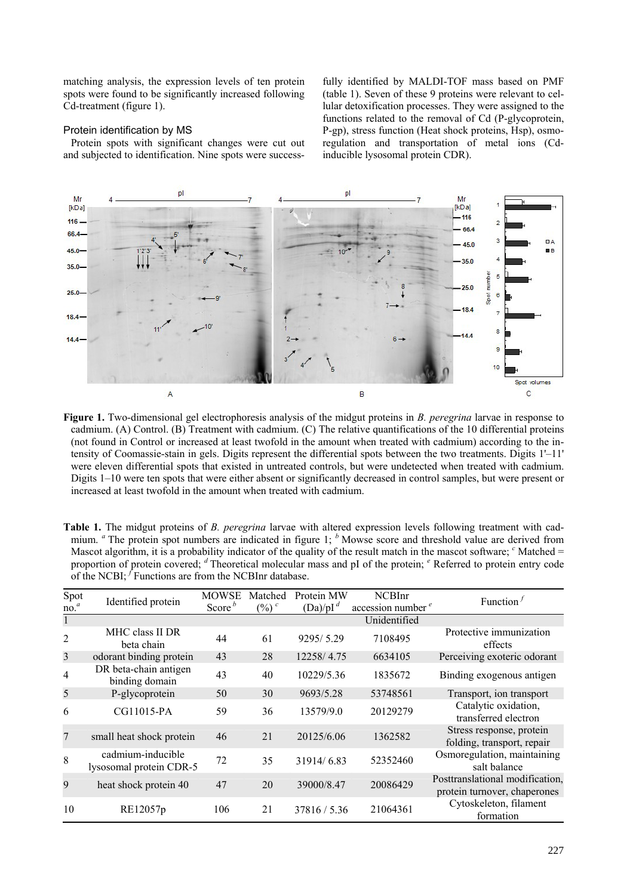matching analysis, the expression levels of ten protein spots were found to be significantly increased following Cd-treatment (figure 1).

### Protein identification by MS

Protein spots with significant changes were cut out and subjected to identification. Nine spots were successfully identified by MALDI-TOF mass based on PMF (table 1). Seven of these 9 proteins were relevant to cellular detoxification processes. They were assigned to the functions related to the removal of Cd (P-glycoprotein, P-gp), stress function (Heat shock proteins, Hsp), osmoregulation and transportation of metal ions (Cd-inducible lysosomal protein CDR).

**Figure 1.** Two-dimensional gel electrophoresis analysis of the midgut proteins in *B. peregrina* larvae in response to cadmium. (A) Control. (B) Treatment with cadmium. (C) The relative quantifications of the 10 differential proteins (not found in Control or increased at least twofold in the amount when treated with cadmium) according to the intensity of Coomassie-stain in gels. Digits represent the differential spots between the two treatments. Digits 1'–11' were eleven differential spots that existed in untreated controls, but were undetected when treated with cadmium. Digits 1–10 were ten spots that were either absent or significantly decreased in control samples, but were present or increased at least twofold in the amount when treated with cadmium.

**Table 1.** The midgut proteins of *B. peregrina* larvae with altered expression levels following treatment with cadmium. [a] The protein spot numbers are indicated in figure 1; [b] Mowse score and threshold value are derived from Mascot algorithm, it is a probability indicator of the quality of the result match in the mascot software; [c] Matched = proportion of protein covered; [d] Theoretical molecular mass and pI of the protein; [e] Referred to protein entry code of the NCBI; [f] Functions are from the NCBInr database.

| Spot no.[a] | Identified protein | MOWSE Score[b] | Matched (%)[c] | Protein MW (Da)/pI[d] | NCBInr accession number[e] | Function[f] |
|---|---|---|---|---|---|---|
| 1 | | | | | Unidentified | |
| 2 | MHC class II DR beta chain | 44 | 61 | 9295/ 5.29 | 7108495 | Protective immunization effects |
| 3 | odorant binding protein | 43 | 28 | 12258/ 4.75 | 6634105 | Perceiving exoteric odorant |
| 4 | DR beta-chain antigen binding domain | 43 | 40 | 10229/5.36 | 1835672 | Binding exogenous antigen |
| 5 | P-glycoprotein | 50 | 30 | 9693/5.28 | 53748561 | Transport, ion transport |
| 6 | CG11015-PA | 59 | 36 | 13579/9.0 | 20129279 | Catalytic oxidation, transferred electron |
| 7 | small heat shock protein | 46 | 21 | 20125/6.06 | 1362582 | Stress response, protein folding, transport, repair |
| 8 | cadmium-inducible lysosomal protein CDR-5 | 72 | 35 | 31914/ 6.83 | 52352460 | Osmoregulation, maintaining salt balance |
| 9 | heat shock protein 40 | 47 | 20 | 39000/8.47 | 20086429 | Posttranslational modification, protein turnover, chaperones |
| 10 | RE12057p | 106 | 21 | 37816 / 5.36 | 21064361 | Cytoskeleton, filament formation |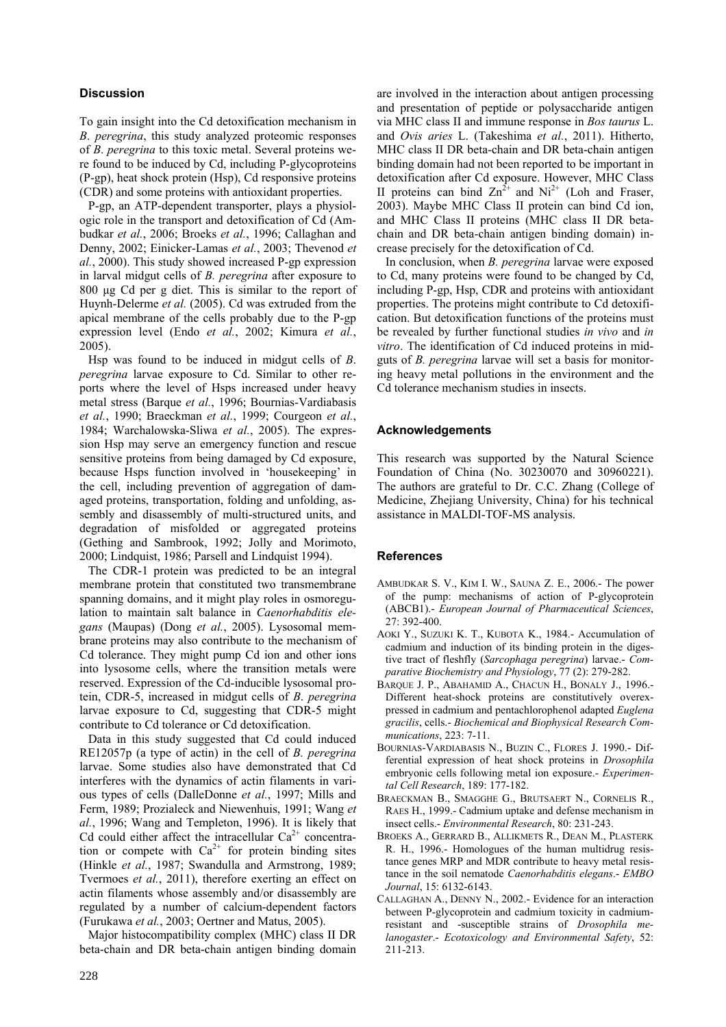## Discussion

To gain insight into the Cd detoxification mechanism in *B*. *peregrina*, this study analyzed proteomic responses of *B*. *peregrina* to this toxic metal. Several proteins were found to be induced by Cd, including P-glycoproteins (P-gp), heat shock protein (Hsp), Cd responsive proteins (CDR) and some proteins with antioxidant properties.

P-gp, an ATP-dependent transporter, plays a physiologic role in the transport and detoxification of Cd (Ambudkar *et al.*, 2006; Broeks *et al.*, 1996; Callaghan and Denny, 2002; Einicker-Lamas *et al.*, 2003; Thevenod *et al.*, 2000). This study showed increased P-gp expression in larval midgut cells of *B. peregrina* after exposure to 800 μg Cd per g diet. This is similar to the report of Huynh-Delerme *et al.* (2005). Cd was extruded from the apical membrane of the cells probably due to the P-gp expression level (Endo *et al.*, 2002; Kimura *et al.*, 2005).

Hsp was found to be induced in midgut cells of *B*. *peregrina* larvae exposure to Cd. Similar to other reports where the level of Hsps increased under heavy metal stress (Barque *et al.*, 1996; Bournias-Vardiabasis *et al.*, 1990; Braeckman *et al.*, 1999; Courgeon *et al.*, 1984; Warchalowska-Sliwa *et al.*, 2005). The expression Hsp may serve an emergency function and rescue sensitive proteins from being damaged by Cd exposure, because Hsps function involved in 'housekeeping' in the cell, including prevention of aggregation of damaged proteins, transportation, folding and unfolding, assembly and disassembly of multi-structured units, and degradation of misfolded or aggregated proteins (Gething and Sambrook, 1992; Jolly and Morimoto, 2000; Lindquist, 1986; Parsell and Lindquist 1994).

The CDR-1 protein was predicted to be an integral membrane protein that constituted two transmembrane spanning domains, and it might play roles in osmoregulation to maintain salt balance in *Caenorhabditis elegans* (Maupas) (Dong *et al.*, 2005). Lysosomal membrane proteins may also contribute to the mechanism of Cd tolerance. They might pump Cd ion and other ions into lysosome cells, where the transition metals were reserved. Expression of the Cd-inducible lysosomal protein, CDR-5, increased in midgut cells of *B*. *peregrina* larvae exposure to Cd, suggesting that CDR-5 might contribute to Cd tolerance or Cd detoxification.

Data in this study suggested that Cd could induced RE12057p (a type of actin) in the cell of *B. peregrina* larvae. Some studies also have demonstrated that Cd interferes with the dynamics of actin filaments in various types of cells (DalleDonne *et al.*, 1997; Mills and Ferm, 1989; Prozialeck and Niewenhuis, 1991; Wang *et al.*, 1996; Wang and Templeton, 1996). It is likely that Cd could either affect the intracellular $Ca^{2+}$ concentration or compete with $Ca^{2+}$ for protein binding sites (Hinkle *et al.*, 1987; Swandulla and Armstrong, 1989; Tvermoes *et al.*, 2011), therefore exerting an effect on actin filaments whose assembly and/or disassembly are regulated by a number of calcium-dependent factors (Furukawa *et al.*, 2003; Oertner and Matus, 2005).

Major histocompatibility complex (MHC) class II DR beta-chain and DR beta-chain antigen binding domain are involved in the interaction about antigen processing and presentation of peptide or polysaccharide antigen via MHC class II and immune response in *Bos taurus* L. and *Ovis aries* L. (Takeshima *et al.*, 2011). Hitherto, MHC class II DR beta-chain and DR beta-chain antigen binding domain had not been reported to be important in detoxification after Cd exposure. However, MHC Class II proteins can bind $Zn^{2+}$ and $Ni^{2+}$ (Loh and Fraser, 2003). Maybe MHC Class II protein can bind Cd ion, and MHC Class II proteins (MHC class II DR beta-chain and DR beta-chain antigen binding domain) increase precisely for the detoxification of Cd.

In conclusion, when *B. peregrina* larvae were exposed to Cd, many proteins were found to be changed by Cd, including P-gp, Hsp, CDR and proteins with antioxidant properties. The proteins might contribute to Cd detoxification. But detoxification functions of the proteins must be revealed by further functional studies *in vivo* and *in vitro*. The identification of Cd induced proteins in midguts of *B. peregrina* larvae will set a basis for monitoring heavy metal pollutions in the environment and the Cd tolerance mechanism studies in insects.

## Acknowledgements

This research was supported by the Natural Science Foundation of China (No. 30230070 and 30960221). The authors are grateful to Dr. C.C. Zhang (College of Medicine, Zhejiang University, China) for his technical assistance in MALDI-TOF-MS analysis.

## References

AMBUDKAR S. V., KIM I. W., SAUNA Z. E., 2006.- The power of the pump: mechanisms of action of P-glycoprotein (ABCB1).- *European Journal of Pharmaceutical Sciences*, 27: 392-400.

AOKI Y., SUZUKI K. T., KUBOTA K., 1984.- Accumulation of cadmium and induction of its binding protein in the digestive tract of fleshfly (*Sarcophaga peregrina*) larvae.- *Comparative Biochemistry and Physiology*, 77 (2): 279-282.

BARQUE J. P., ABAHAMID A., CHACUN H., BONALY J., 1996.- Different heat-shock proteins are constitutively overexpressed in cadmium and pentachlorophenol adapted *Euglena gracilis*, cells.- *Biochemical and Biophysical Research Communications*, 223: 7-11.

BOURNIAS-VARDIABASIS N., BUZIN C., FLORES J. 1990.- Differential expression of heat shock proteins in *Drosophila* embryonic cells following metal ion exposure.- *Experimental Cell Research*, 189: 177-182.

BRAECKMAN B., SMAGGHE G., BRUTSAERT N., CORNELIS R., RAES H., 1999.- Cadmium uptake and defense mechanism in insect cells.- *Environmental Research*, 80: 231-243.

BROEKS A., GERRARD B., ALLIKMETS R., DEAN M., PLASTERK R. H., 1996.- Homologues of the human multidrug resistance genes MRP and MDR contribute to heavy metal resistance in the soil nematode *Caenorhabditis elegans*.- *EMBO Journal*, 15: 6132-6143.

CALLAGHAN A., DENNY N., 2002.- Evidence for an interaction between P-glycoprotein and cadmium toxicity in cadmium-resistant and -susceptible strains of *Drosophila melanogaster*.- *Ecotoxicology and Environmental Safety*, 52: 211-213.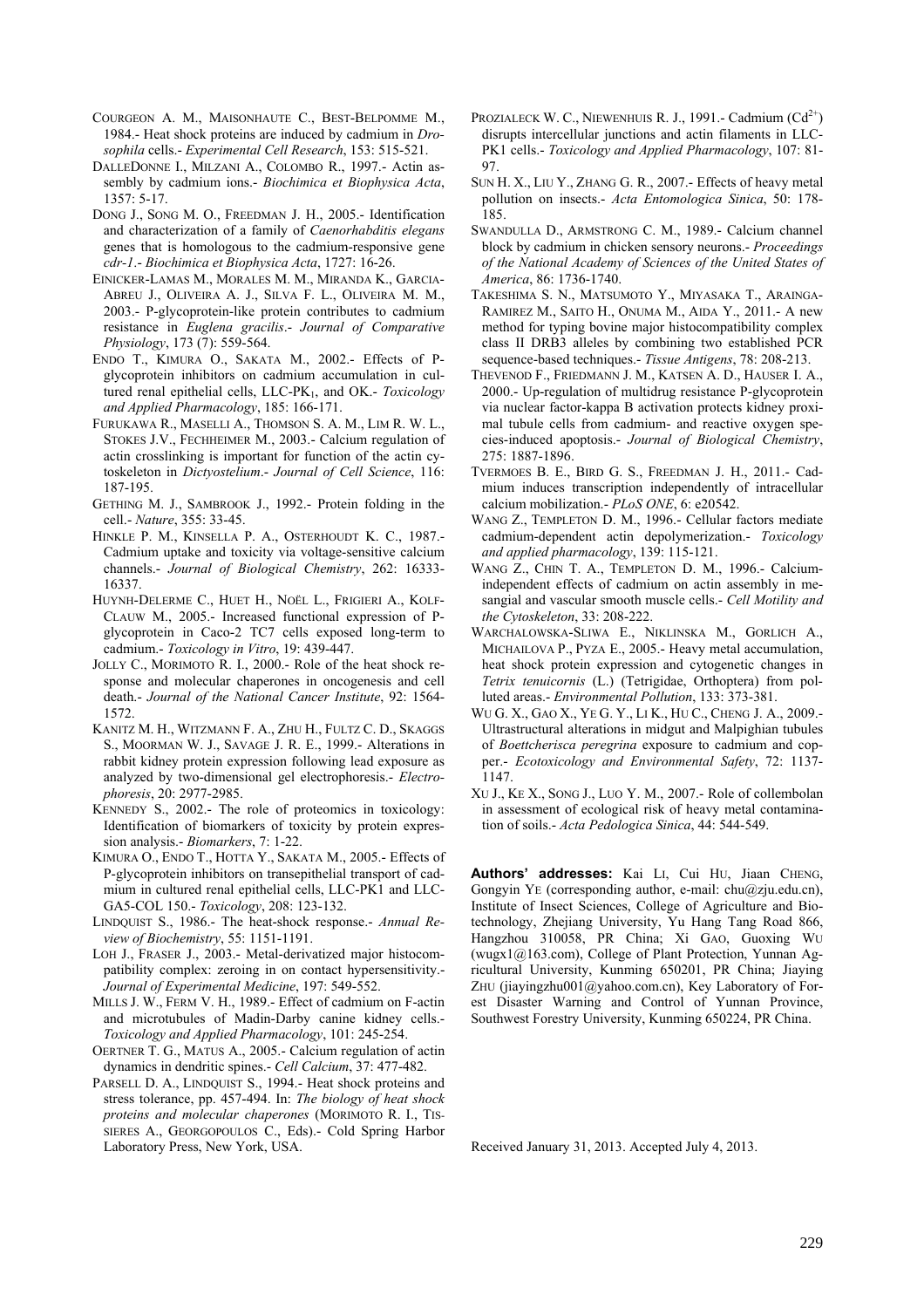COURGEON A. M., MAISONHAUTE C., BEST-BELPOMME M., 1984.- Heat shock proteins are induced by cadmium in *Drosophila* cells.- *Experimental Cell Research*, 153: 515-521.

DALLEDONNE I., MILZANI A., COLOMBO R., 1997.- Actin assembly by cadmium ions.- *Biochimica et Biophysica Acta*, 1357: 5-17.

DONG J., SONG M. O., FREEDMAN J. H., 2005.- Identification and characterization of a family of *Caenorhabditis elegans* genes that is homologous to the cadmium-responsive gene *cdr-1*.- *Biochimica et Biophysica Acta*, 1727: 16-26.

EINICKER-LAMAS M., MORALES M. M., MIRANDA K., GARCIA-ABREU J., OLIVEIRA A. J., SILVA F. L., OLIVEIRA M. M., 2003.- P-glycoprotein-like protein contributes to cadmium resistance in *Euglena gracilis*.- *Journal of Comparative Physiology*, 173 (7): 559-564.

ENDO T., KIMURA O., SAKATA M., 2002.- Effects of P-glycoprotein inhibitors on cadmium accumulation in cultured renal epithelial cells, LLC-$PK_1$, and OK.- *Toxicology and Applied Pharmacology*, 185: 166-171.

FURUKAWA R., MASELLI A., THOMSON S. A. M., LIM R. W. L., STOKES J.V., FECHHEIMER M., 2003.- Calcium regulation of actin crosslinking is important for function of the actin cytoskeleton in *Dictyostelium*.- *Journal of Cell Science*, 116: 187-195.

GETHING M. J., SAMBROOK J., 1992.- Protein folding in the cell.- *Nature*, 355: 33-45.

HINKLE P. M., KINSELLA P. A., OSTERHOUDT K. C., 1987.- Cadmium uptake and toxicity via voltage-sensitive calcium channels.- *Journal of Biological Chemistry*, 262: 16333-16337.

HUYNH-DELERME C., HUET H., NOËL L., FRIGIERI A., KOLF-CLAUW M., 2005.- Increased functional expression of P-glycoprotein in Caco-2 TC7 cells exposed long-term to cadmium.- *Toxicology in Vitro*, 19: 439-447.

JOLLY C., MORIMOTO R. I., 2000.- Role of the heat shock response and molecular chaperones in oncogenesis and cell death.- *Journal of the National Cancer Institute*, 92: 1564-1572.

KANITZ M. H., WITZMANN F. A., ZHU H., FULTZ C. D., SKAGGS S., MOORMAN W. J., SAVAGE J. R. E., 1999.- Alterations in rabbit kidney protein expression following lead exposure as analyzed by two-dimensional gel electrophoresis.- *Electrophoresis*, 20: 2977-2985.

KENNEDY S., 2002.- The role of proteomics in toxicology: Identification of biomarkers of toxicity by protein expression analysis.- *Biomarkers*, 7: 1-22.

KIMURA O., ENDO T., HOTTA Y., SAKATA M., 2005.- Effects of P-glycoprotein inhibitors on transepithelial transport of cadmium in cultured renal epithelial cells, LLC-PK1 and LLC-GA5-COL 150.- *Toxicology*, 208: 123-132.

LINDQUIST S., 1986.- The heat-shock response.- *Annual Review of Biochemistry*, 55: 1151-1191.

LOH J., FRASER J., 2003.- Metal-derivatized major histocompatibility complex: zeroing in on contact hypersensitivity.- *Journal of Experimental Medicine*, 197: 549-552.

MILLS J. W., FERM V. H., 1989.- Effect of cadmium on F-actin and microtubules of Madin-Darby canine kidney cells.- *Toxicology and Applied Pharmacology*, 101: 245-254.

OERTNER T. G., MATUS A., 2005.- Calcium regulation of actin dynamics in dendritic spines.- *Cell Calcium*, 37: 477-482.

PARSELL D. A., LINDQUIST S., 1994.- Heat shock proteins and stress tolerance, pp. 457-494. In: *The biology of heat shock proteins and molecular chaperones* (MORIMOTO R. I., TISSIERES A., GEORGOPOULOS C., Eds).- Cold Spring Harbor Laboratory Press, New York, USA.

PROZIALECK W. C., NIEWENHUIS R. J., 1991.- Cadmium ($Cd^{2+}$) disrupts intercellular junctions and actin filaments in LLC-PK1 cells.- *Toxicology and Applied Pharmacology*, 107: 81-97.

SUN H. X., LIU Y., ZHANG G. R., 2007.- Effects of heavy metal pollution on insects.- *Acta Entomologica Sinica*, 50: 178-185.

SWANDULLA D., ARMSTRONG C. M., 1989.- Calcium channel block by cadmium in chicken sensory neurons.- *Proceedings of the National Academy of Sciences of the United States of America*, 86: 1736-1740.

TAKESHIMA S. N., MATSUMOTO Y., MIYASAKA T., ARAINGA-RAMIREZ M., SAITO H., ONUMA M., AIDA Y., 2011.- A new method for typing bovine major histocompatibility complex class II DRB3 alleles by combining two established PCR sequence-based techniques.- *Tissue Antigens*, 78: 208-213.

THEVENOD F., FRIEDMANN J. M., KATSEN A. D., HAUSER I. A., 2000.- Up-regulation of multidrug resistance P-glycoprotein via nuclear factor-kappa B activation protects kidney proximal tubule cells from cadmium- and reactive oxygen species-induced apoptosis.- *Journal of Biological Chemistry*, 275: 1887-1896.

TVERMOES B. E., BIRD G. S., FREEDMAN J. H., 2011.- Cadmium induces transcription independently of intracellular calcium mobilization.- *PLoS ONE*, 6: e20542.

WANG Z., TEMPLETON D. M., 1996.- Cellular factors mediate cadmium-dependent actin depolymerization.- *Toxicology and applied pharmacology*, 139: 115-121.

WANG Z., CHIN T. A., TEMPLETON D. M., 1996.- Calcium-independent effects of cadmium on actin assembly in mesangial and vascular smooth muscle cells.- *Cell Motility and the Cytoskeleton*, 33: 208-222.

WARCHALOWSKA-SLIWA E., NIKLINSKA M., GORLICH A., MICHAILOVA P., PYZA E., 2005.- Heavy metal accumulation, heat shock protein expression and cytogenetic changes in *Tetrix tenuicornis* (L.) (Tetrigidae, Orthoptera) from polluted areas.- *Environmental Pollution*, 133: 373-381.

WU G. X., GAO X., YE G. Y., LI K., HU C., CHENG J. A., 2009.- Ultrastructural alterations in midgut and Malpighian tubules of *Boettcherisca peregrina* exposure to cadmium and copper.- *Ecotoxicology and Environmental Safety*, 72: 1137-1147.

XU J., KE X., SONG J., LUO Y. M., 2007.- Role of collembolan in assessment of ecological risk of heavy metal contamination of soils.- *Acta Pedologica Sinica*, 44: 544-549.

**Authors' addresses:** Kai LI, Cui HU, Jiaan CHENG, Gongyin YE (corresponding author, e-mail: chu@zju.edu.cn), Institute of Insect Sciences, College of Agriculture and Biotechnology, Zhejiang University, Yu Hang Tang Road 866, Hangzhou 310058, PR China; Xi GAO, Guoxing WU (wugx1@163.com), College of Plant Protection, Yunnan Agricultural University, Kunming 650201, PR China; Jiaying ZHU (jiayingzhu001@yahoo.com.cn), Key Laboratory of Forest Disaster Warning and Control of Yunnan Province, Southwest Forestry University, Kunming 650224, PR China.

Received January 31, 2013. Accepted July 4, 2013.